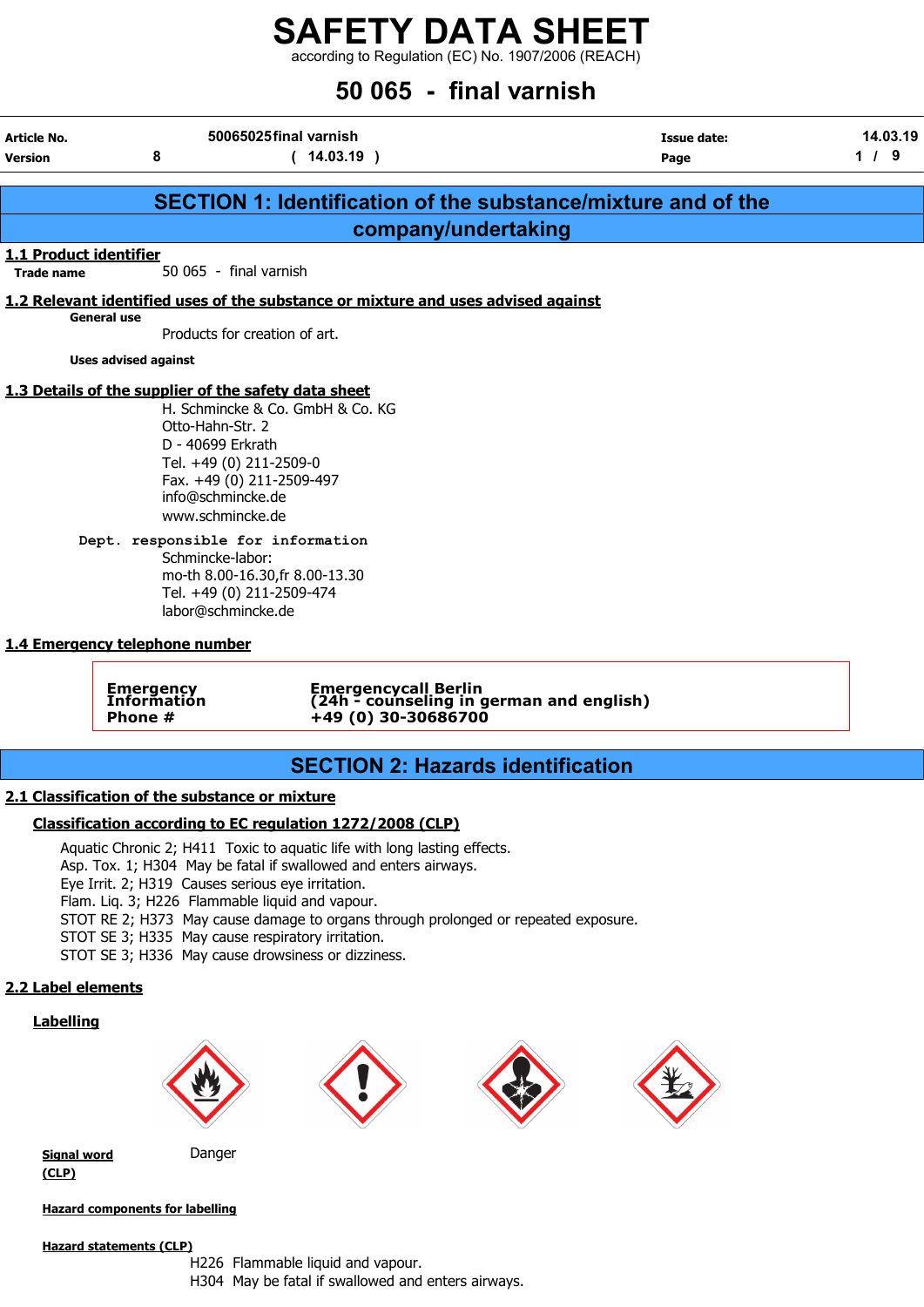# SAFETY DATA SHEET

according to Regulation (EC) No. 1907/2006 (REACH)

# 50 065 - final varnish

| | | | |
|---|---|---|---|
| **Article No.** | 50065025final varnish | **Issue date:** | 14.03.19 |
| **Version** | 8 ( 14.03.19 ) | **Page** | 1 / 9 |

## SECTION 1: Identification of the substance/mixture and of the company/undertaking

### 1.1 Product identifier

**Trade name** 50 065 - final varnish

### 1.2 Relevant identified uses of the substance or mixture and uses advised against

**General use**

Products for creation of art.

**Uses advised against**

### 1.3 Details of the supplier of the safety data sheet

H. Schmincke & Co. GmbH & Co. KG
Otto-Hahn-Str. 2
D - 40699 Erkrath
Tel. +49 (0) 211-2509-0
Fax. +49 (0) 211-2509-497
info@schmincke.de
www.schmincke.de

**Dept. responsible for information**

Schmincke-labor:
mo-th 8.00-16.30,fr 8.00-13.30
Tel. +49 (0) 211-2509-474
labor@schmincke.de

### 1.4 Emergency telephone number

| | |
|---|---|
| **Emergency Information Phone #** | **Emergencycall Berlin (24h - counseling in german and english) +49 (0) 30-30686700** |

## SECTION 2: Hazards identification

### 2.1 Classification of the substance or mixture

**Classification according to EC regulation 1272/2008 (CLP)**

Aquatic Chronic 2; H411 Toxic to aquatic life with long lasting effects.
Asp. Tox. 1; H304 May be fatal if swallowed and enters airways.
Eye Irrit. 2; H319 Causes serious eye irritation.
Flam. Liq. 3; H226 Flammable liquid and vapour.
STOT RE 2; H373 May cause damage to organs through prolonged or repeated exposure.
STOT SE 3; H335 May cause respiratory irritation.
STOT SE 3; H336 May cause drowsiness or dizziness.

### 2.2 Label elements

**Labelling**

**Signal word (CLP)** Danger

**Hazard components for labelling**

**Hazard statements (CLP)**

H226 Flammable liquid and vapour.
H304 May be fatal if swallowed and enters airways.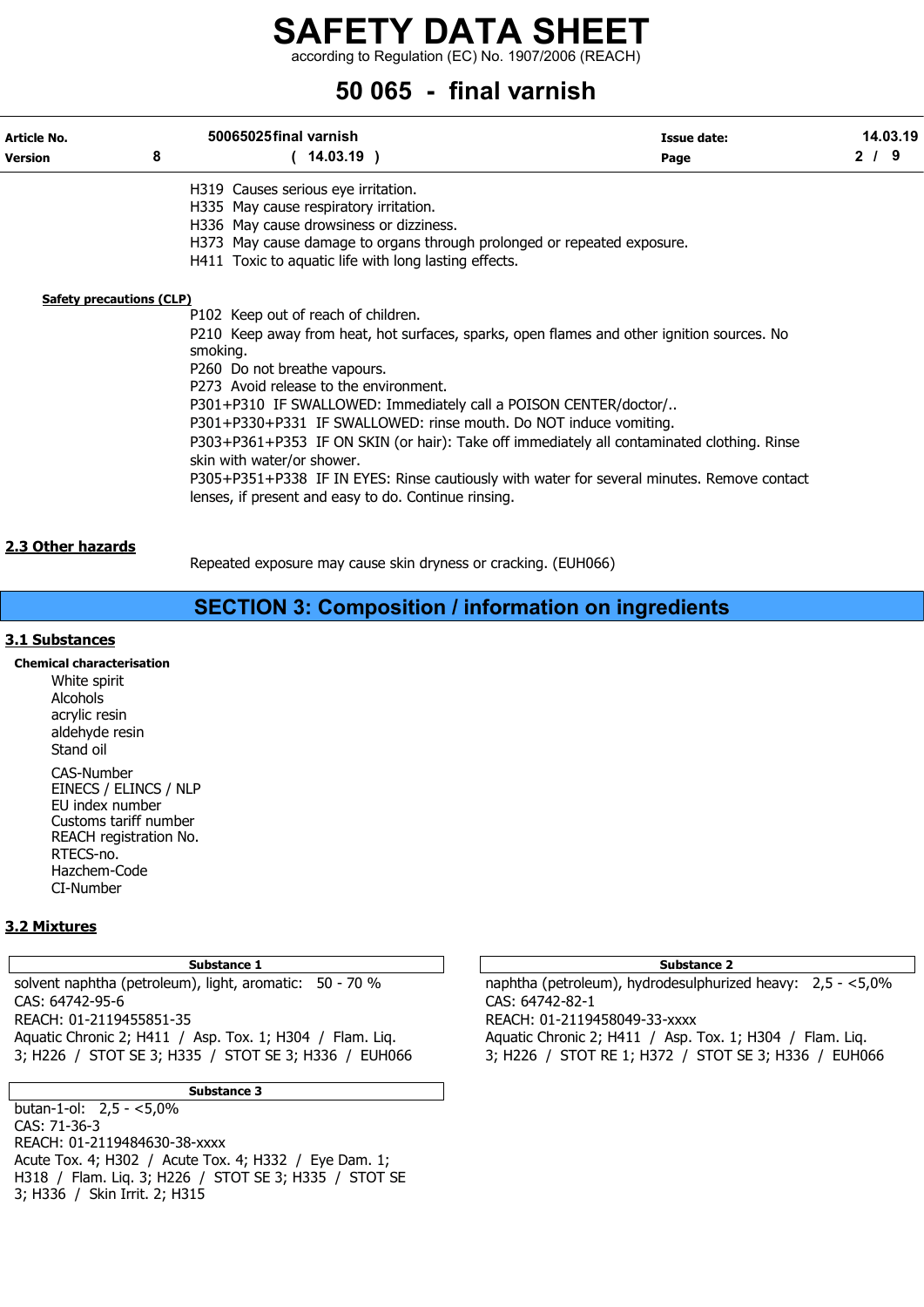H319 Causes serious eye irritation.
H335 May cause respiratory irritation.
H336 May cause drowsiness or dizziness.
H373 May cause damage to organs through prolonged or repeated exposure.
H411 Toxic to aquatic life with long lasting effects.

**Safety precautions (CLP)**

P102 Keep out of reach of children.
P210 Keep away from heat, hot surfaces, sparks, open flames and other ignition sources. No smoking.
P260 Do not breathe vapours.
P273 Avoid release to the environment.
P301+P310 IF SWALLOWED: Immediately call a POISON CENTER/doctor/..
P301+P330+P331 IF SWALLOWED: rinse mouth. Do NOT induce vomiting.
P303+P361+P353 IF ON SKIN (or hair): Take off immediately all contaminated clothing. Rinse skin with water/or shower.
P305+P351+P338 IF IN EYES: Rinse cautiously with water for several minutes. Remove contact lenses, if present and easy to do. Continue rinsing.

## 2.3 Other hazards

Repeated exposure may cause skin dryness or cracking. (EUH066)

# SECTION 3: Composition / information on ingredients

## 3.1 Substances

**Chemical characterisation**

White spirit
Alcohols
acrylic resin
aldehyde resin
Stand oil

CAS-Number
EINECS / ELINCS / NLP
EU index number
Customs tariff number
REACH registration No.
RTECS-no.
Hazchem-Code
CI-Number

## 3.2 Mixtures

| Substance 1 |
|---|
| solvent naphtha (petroleum), light, aromatic: 50 - 70 %<br>CAS: 64742-95-6<br>REACH: 01-2119455851-35<br>Aquatic Chronic 2; H411 / Asp. Tox. 1; H304 / Flam. Liq. 3; H226 / STOT SE 3; H335 / STOT SE 3; H336 / EUH066 |

| Substance 2 |
|---|
| naphtha (petroleum), hydrodesulphurized heavy: 2,5 - <5,0%<br>CAS: 64742-82-1<br>REACH: 01-2119458049-33-xxxx<br>Aquatic Chronic 2; H411 / Asp. Tox. 1; H304 / Flam. Liq. 3; H226 / STOT RE 1; H372 / STOT SE 3; H336 / EUH066 |

| Substance 3 |
|---|
| butan-1-ol: 2,5 - <5,0%<br>CAS: 71-36-3<br>REACH: 01-2119484630-38-xxxx<br>Acute Tox. 4; H302 / Acute Tox. 4; H332 / Eye Dam. 1; H318 / Flam. Liq. 3; H226 / STOT SE 3; H335 / STOT SE 3; H336 / Skin Irrit. 2; H315 |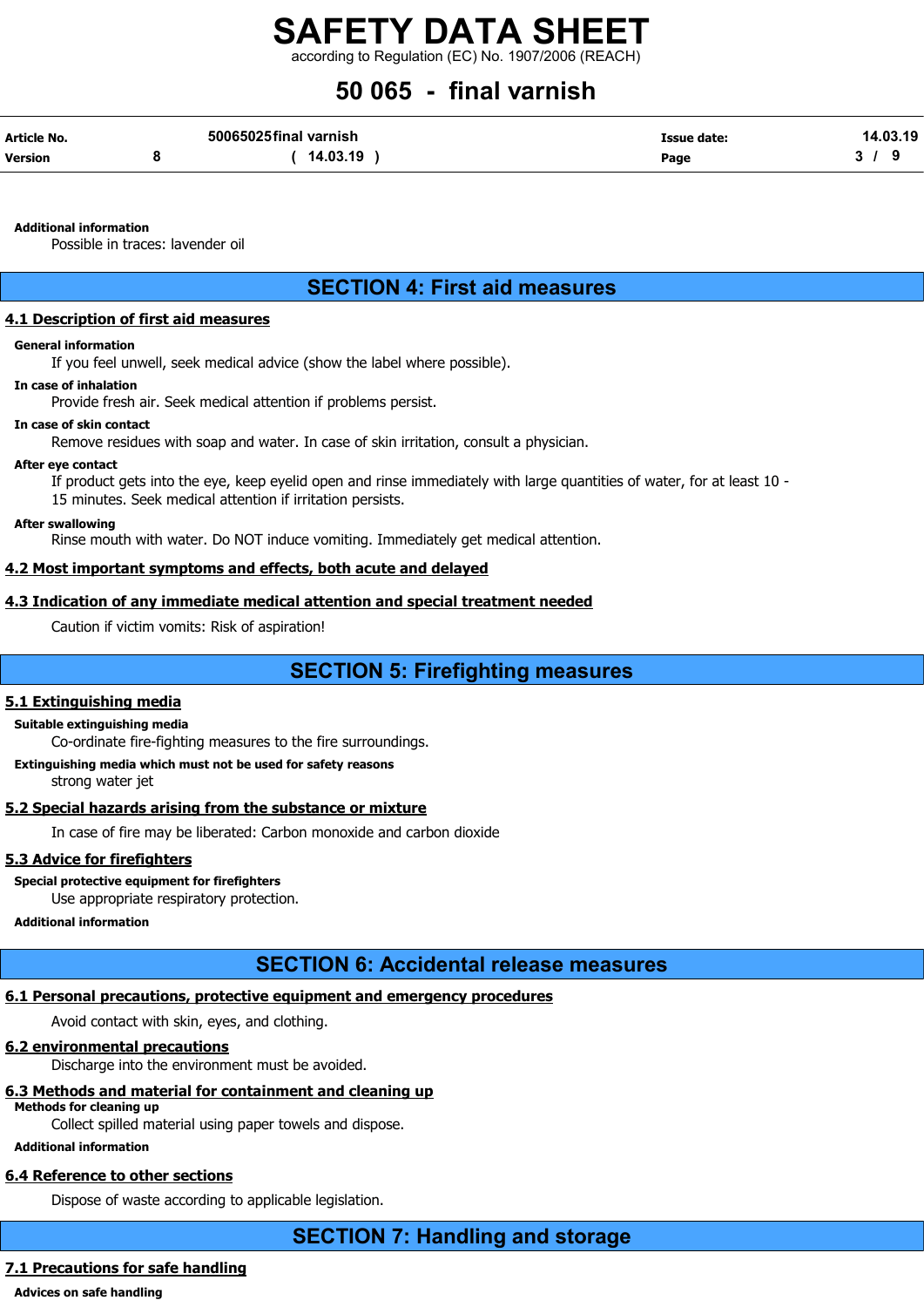**Additional information**

Possible in traces: lavender oil

## SECTION 4: First aid measures

### 4.1 Description of first aid measures

**General information**

If you feel unwell, seek medical advice (show the label where possible).

**In case of inhalation**

Provide fresh air. Seek medical attention if problems persist.

**In case of skin contact**

Remove residues with soap and water. In case of skin irritation, consult a physician.

**After eye contact**

If product gets into the eye, keep eyelid open and rinse immediately with large quantities of water, for at least 10 - 15 minutes. Seek medical attention if irritation persists.

**After swallowing**

Rinse mouth with water. Do NOT induce vomiting. Immediately get medical attention.

### 4.2 Most important symptoms and effects, both acute and delayed

### 4.3 Indication of any immediate medical attention and special treatment needed

Caution if victim vomits: Risk of aspiration!

## SECTION 5: Firefighting measures

### 5.1 Extinguishing media

**Suitable extinguishing media**

Co-ordinate fire-fighting measures to the fire surroundings.

**Extinguishing media which must not be used for safety reasons**

strong water jet

### 5.2 Special hazards arising from the substance or mixture

In case of fire may be liberated: Carbon monoxide and carbon dioxide

### 5.3 Advice for firefighters

**Special protective equipment for firefighters**

Use appropriate respiratory protection.

**Additional information**

## SECTION 6: Accidental release measures

### 6.1 Personal precautions, protective equipment and emergency procedures

Avoid contact with skin, eyes, and clothing.

### 6.2 environmental precautions

Discharge into the environment must be avoided.

### 6.3 Methods and material for containment and cleaning up

**Methods for cleaning up**

Collect spilled material using paper towels and dispose.

**Additional information**

### 6.4 Reference to other sections

Dispose of waste according to applicable legislation.

## SECTION 7: Handling and storage

### 7.1 Precautions for safe handling

**Advices on safe handling**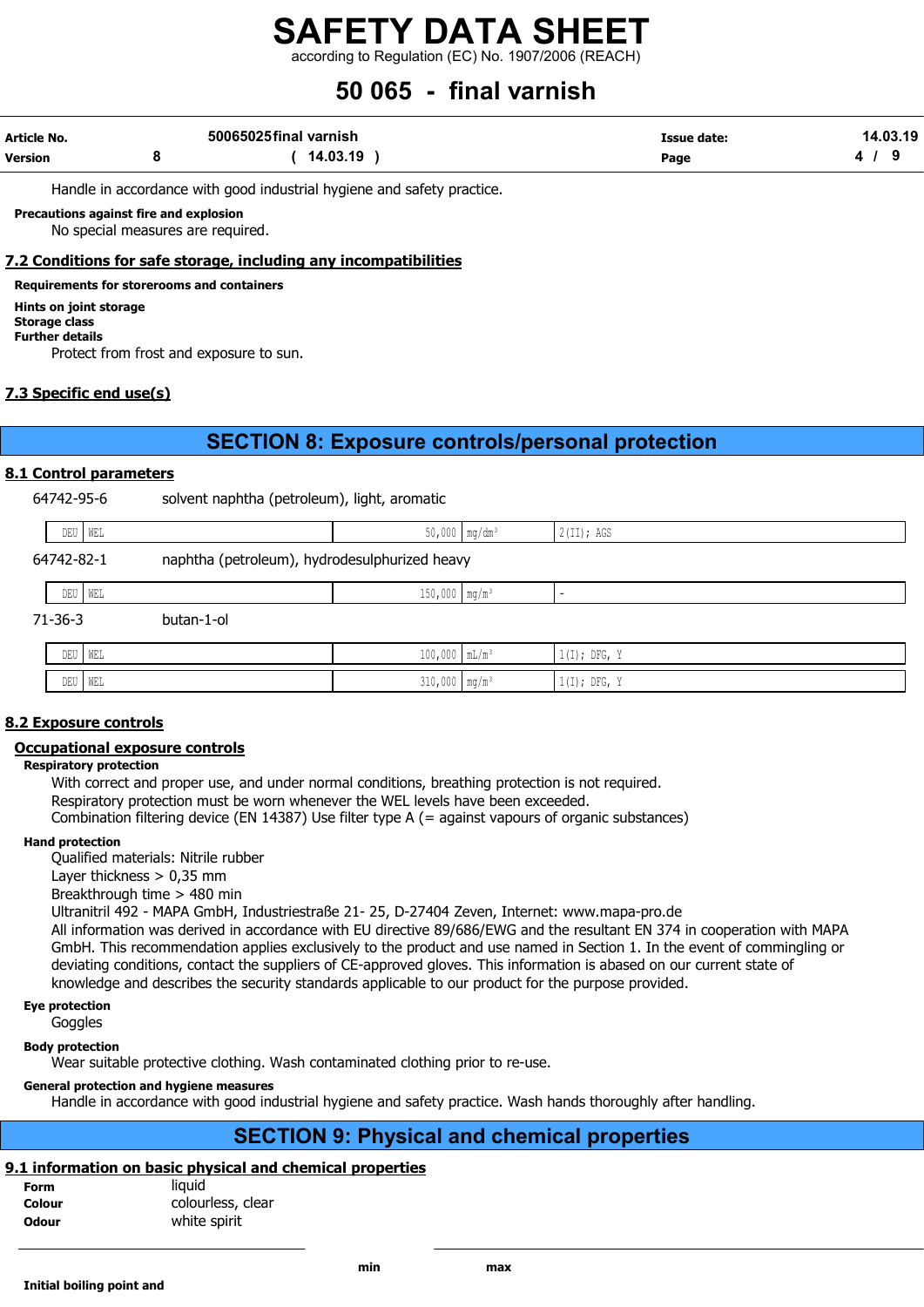Handle in accordance with good industrial hygiene and safety practice.

**Precautions against fire and explosion**

No special measures are required.

## 7.2 Conditions for safe storage, including any incompatibilities

**Requirements for storerooms and containers**

**Hints on joint storage**

**Storage class**

**Further details**

Protect from frost and exposure to sun.

## 7.3 Specific end use(s)

# SECTION 8: Exposure controls/personal protection

## 8.1 Control parameters

64742-95-6 solvent naphtha (petroleum), light, aromatic

| | | | | |
|---|---|---|---|---|
| DEU | WEL | 50,000 | mg/dm³ | 2(II); AGS |

64742-82-1 naphtha (petroleum), hydrodesulphurized heavy

| | | | | |
|---|---|---|---|---|
| DEU | WEL | 150,000 | mg/m³ | - |

71-36-3 butan-1-ol

| | | | | |
|---|---|---|---|---|
| DEU | WEL | 100,000 | mL/m³ | 1(I); DFG, Y |
| DEU | WEL | 310,000 | mg/m³ | 1(I); DFG, Y |

## 8.2 Exposure controls

### Occupational exposure controls

**Respiratory protection**

With correct and proper use, and under normal conditions, breathing protection is not required.
Respiratory protection must be worn whenever the WEL levels have been exceeded.
Combination filtering device (EN 14387) Use filter type A (= against vapours of organic substances)

**Hand protection**

Qualified materials: Nitrile rubber
Layer thickness > 0,35 mm
Breakthrough time > 480 min
Ultranitril 492 - MAPA GmbH, Industriestraße 21- 25, D-27404 Zeven, Internet: www.mapa-pro.de
All information was derived in accordance with EU directive 89/686/EWG and the resultant EN 374 in cooperation with MAPA GmbH. This recommendation applies exclusively to the product and use named in Section 1. In the event of commingling or deviating conditions, contact the suppliers of CE-approved gloves. This information is abased on our current state of knowledge and describes the security standards applicable to our product for the purpose provided.

**Eye protection**

Goggles

**Body protection**

Wear suitable protective clothing. Wash contaminated clothing prior to re-use.

**General protection and hygiene measures**

Handle in accordance with good industrial hygiene and safety practice. Wash hands thoroughly after handling.

# SECTION 9: Physical and chemical properties

## 9.1 information on basic physical and chemical properties

**Form** liquid

**Colour** colourless, clear

**Odour** white spirit

| | min | max |
|---|---|---|
| **Initial boiling point and** | | |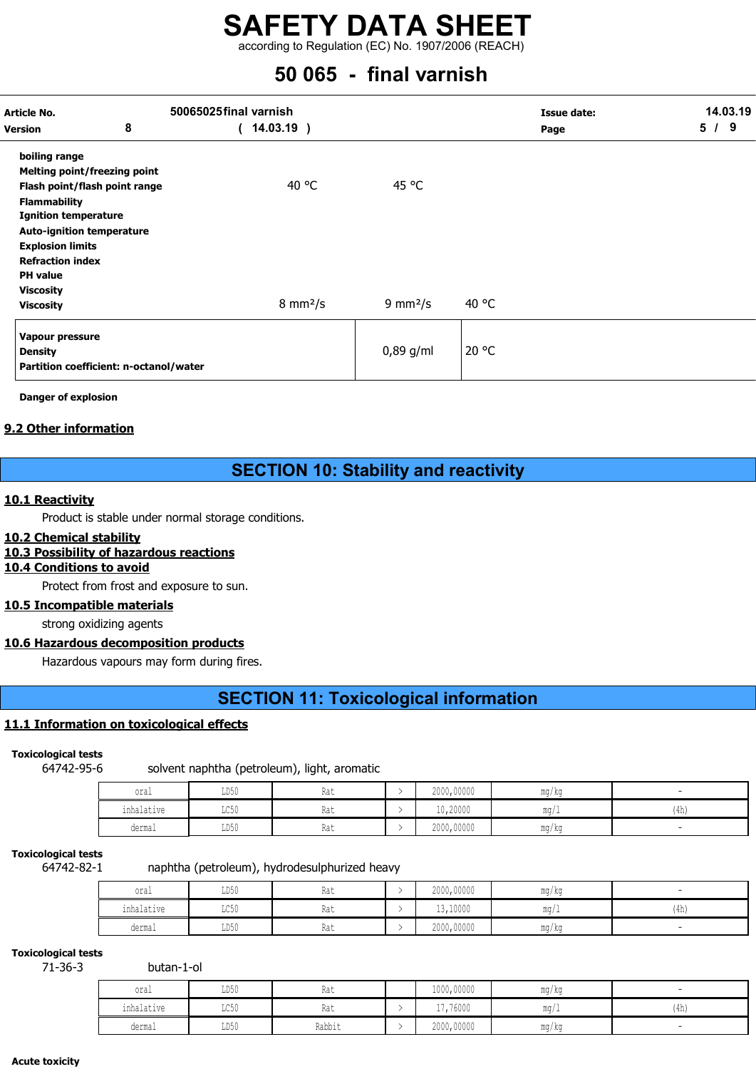| | | | |
|---|---|---|---|
| **boiling range** | | | |
| **Melting point/freezing point** | | | |
| **Flash point/flash point range** | 40 °C | 45 °C | |
| **Flammability** | | | |
| **Ignition temperature** | | | |
| **Auto-ignition temperature** | | | |
| **Explosion limits** | | | |
| **Refraction index** | | | |
| **PH value** | | | |
| **Viscosity** | | | |
| **Viscosity** | 8 mm²/s | 9 mm²/s | 40 °C |

| | | |
|---|---|---|
| **Vapour pressure** | | |
| **Density** | 0,89 g/ml | 20 °C |
| **Partition coefficient: n-octanol/water** | | |

**Danger of explosion**

**9.2 Other information**

## SECTION 10: Stability and reactivity

**10.1 Reactivity**

Product is stable under normal storage conditions.

**10.2 Chemical stability**

**10.3 Possibility of hazardous reactions**

**10.4 Conditions to avoid**

Protect from frost and exposure to sun.

**10.5 Incompatible materials**

strong oxidizing agents

**10.6 Hazardous decomposition products**

Hazardous vapours may form during fires.

## SECTION 11: Toxicological information

**11.1 Information on toxicological effects**

**Toxicological tests**

64742-95-6 solvent naphtha (petroleum), light, aromatic

| | | | | | | |
|---|---|---|---|---|---|---|
| oral | LD50 | Rat | > | 2000,00000 | mg/kg | - |
| inhalative | LC50 | Rat | > | 10,20000 | mg/l | (4h) |
| dermal | LD50 | Rat | > | 2000,00000 | mg/kg | - |

**Toxicological tests**

64742-82-1 naphtha (petroleum), hydrodesulphurized heavy

| | | | | | | |
|---|---|---|---|---|---|---|
| oral | LD50 | Rat | > | 2000,00000 | mg/kg | - |
| inhalative | LC50 | Rat | > | 13,10000 | mg/l | (4h) |
| dermal | LD50 | Rat | > | 2000,00000 | mg/kg | - |

**Toxicological tests**

71-36-3 butan-1-ol

| | | | | | | |
|---|---|---|---|---|---|---|
| oral | LD50 | Rat | | 1000,00000 | mg/kg | - |
| inhalative | LC50 | Rat | > | 17,76000 | mg/l | (4h) |
| dermal | LD50 | Rabbit | > | 2000,00000 | mg/kg | - |

**Acute toxicity**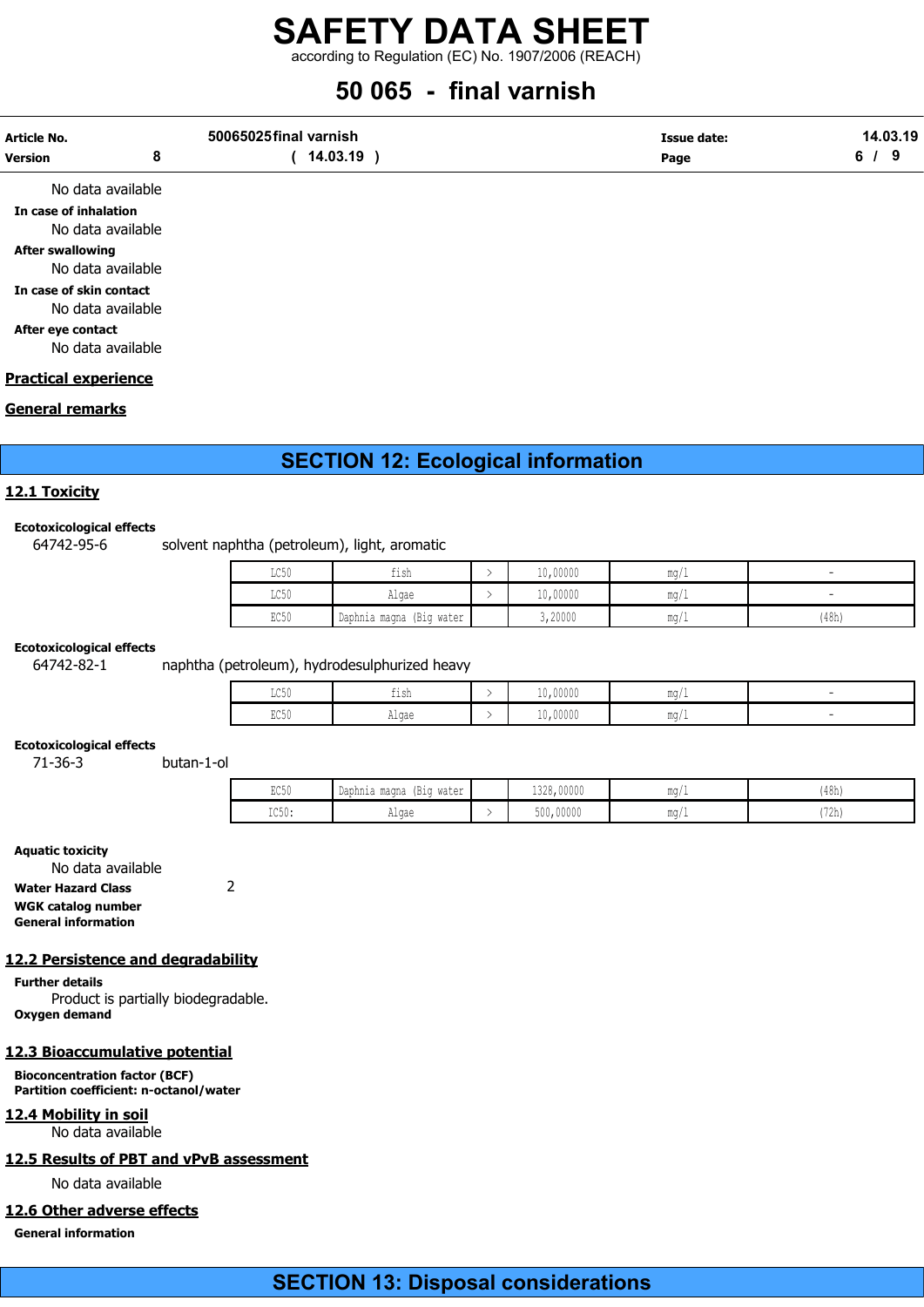No data available

**In case of inhalation**

No data available

**After swallowing**

No data available

**In case of skin contact**

No data available

**After eye contact**

No data available

**Practical experience**

**General remarks**

## SECTION 12: Ecological information

### 12.1 Toxicity

**Ecotoxicological effects**

64742-95-6 solvent naphtha (petroleum), light, aromatic

| | | | | | |
|---|---|---|---|---|---|
| LC50 | fish | > | 10,00000 | mg/l | - |
| LC50 | Algae | > | 10,00000 | mg/l | - |
| EC50 | Daphnia magna (Big water | | 3,20000 | mg/l | (48h) |

**Ecotoxicological effects**

64742-82-1 naphtha (petroleum), hydrodesulphurized heavy

| | | | | | |
|---|---|---|---|---|---|
| LC50 | fish | > | 10,00000 | mg/l | - |
| EC50 | Algae | > | 10,00000 | mg/l | - |

**Ecotoxicological effects**

71-36-3 butan-1-ol

| | | | | | |
|---|---|---|---|---|---|
| EC50 | Daphnia magna (Big water | | 1328,00000 | mg/l | (48h) |
| IC50: | Algae | > | 500,00000 | mg/l | (72h) |

**Aquatic toxicity**

No data available

**Water Hazard Class** 2

**WGK catalog number**

**General information**

### 12.2 Persistence and degradability

**Further details**

Product is partially biodegradable.

**Oxygen demand**

### 12.3 Bioaccumulative potential

**Bioconcentration factor (BCF)**

**Partition coefficient: n-octanol/water**

### 12.4 Mobility in soil

No data available

### 12.5 Results of PBT and vPvB assessment

No data available

### 12.6 Other adverse effects

**General information**

## SECTION 13: Disposal considerations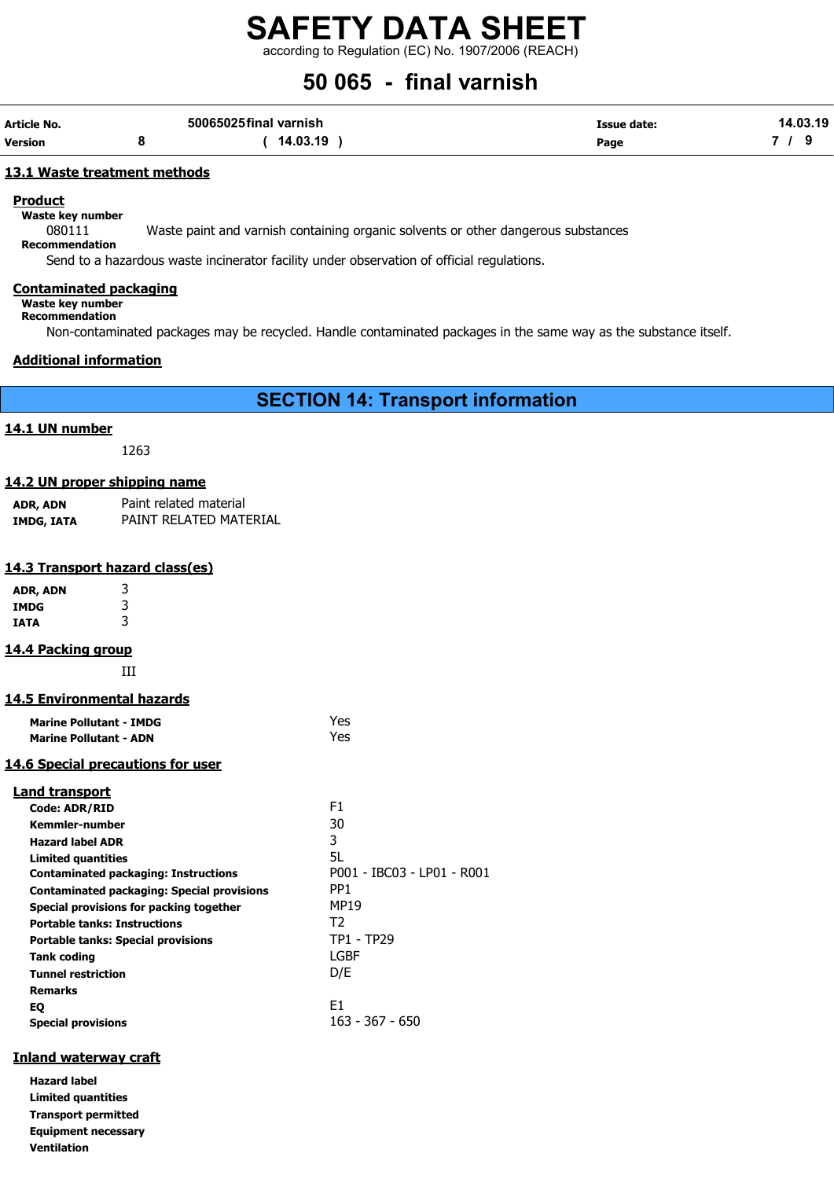### 13.1 Waste treatment methods

**Product**

**Waste key number**

080111 Waste paint and varnish containing organic solvents or other dangerous substances

**Recommendation**

Send to a hazardous waste incinerator facility under observation of official regulations.

**Contaminated packaging**

**Waste key number**

**Recommendation**

Non-contaminated packages may be recycled. Handle contaminated packages in the same way as the substance itself.

**Additional information**

## SECTION 14: Transport information

### 14.1 UN number

1263

### 14.2 UN proper shipping name

| | |
|---|---|
| **ADR, ADN** | Paint related material |
| **IMDG, IATA** | PAINT RELATED MATERIAL |

### 14.3 Transport hazard class(es)

| | |
|---|---|
| **ADR, ADN** | 3 |
| **IMDG** | 3 |
| **IATA** | 3 |

### 14.4 Packing group

III

### 14.5 Environmental hazards

| | |
|---|---|
| **Marine Pollutant - IMDG** | Yes |
| **Marine Pollutant - ADN** | Yes |

### 14.6 Special precautions for user

**Land transport**

| | |
|---|---|
| **Code: ADR/RID** | F1 |
| **Kemmler-number** | 30 |
| **Hazard label ADR** | 3 |
| **Limited quantities** | 5L |
| **Contaminated packaging: Instructions** | P001 - IBC03 - LP01 - R001 |
| **Contaminated packaging: Special provisions** | PP1 |
| **Special provisions for packing together** | MP19 |
| **Portable tanks: Instructions** | T2 |
| **Portable tanks: Special provisions** | TP1 - TP29 |
| **Tank coding** | LGBF |
| **Tunnel restriction** | D/E |
| **Remarks** | |
| **EQ** | E1 |
| **Special provisions** | 163 - 367 - 650 |

**Inland waterway craft**

**Hazard label**

**Limited quantities**

**Transport permitted**

**Equipment necessary**

**Ventilation**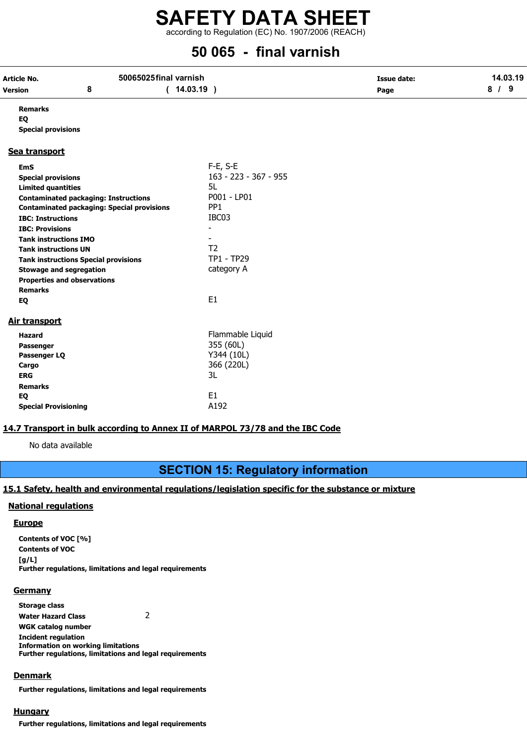**Remarks**

**EQ**

**Special provisions**

## Sea transport

| | |
|---|---|
| **EmS** | F-E, S-E |
| **Special provisions** | 163 - 223 - 367 - 955 |
| **Limited quantities** | 5L |
| **Contaminated packaging: Instructions** | P001 - LP01 |
| **Contaminated packaging: Special provisions** | PP1 |
| **IBC: Instructions** | IBC03 |
| **IBC: Provisions** | - |
| **Tank instructions IMO** | - |
| **Tank instructions UN** | T2 |
| **Tank instructions Special provisions** | TP1 - TP29 |
| **Stowage and segregation** | category A |
| **Properties and observations** | |
| **Remarks** | |
| **EQ** | E1 |

## Air transport

| | |
|---|---|
| **Hazard** | Flammable Liquid |
| **Passenger** | 355 (60L) |
| **Passenger LQ** | Y344 (10L) |
| **Cargo** | 366 (220L) |
| **ERG** | 3L |
| **Remarks** | |
| **EQ** | E1 |
| **Special Provisioning** | A192 |

## 14.7 Transport in bulk according to Annex II of MARPOL 73/78 and the IBC Code

No data available

# SECTION 15: Regulatory information

## 15.1 Safety, health and environmental regulations/legislation specific for the substance or mixture

### National regulations

#### Europe

**Contents of VOC [%]**

**Contents of VOC [g/L]**

**Further regulations, limitations and legal requirements**

#### Germany

| | |
|---|---|
| **Storage class** | |
| **Water Hazard Class** | 2 |
| **WGK catalog number** | |
| **Incident regulation** | |
| **Information on working limitations** | |
| **Further regulations, limitations and legal requirements** | |

#### Denmark

**Further regulations, limitations and legal requirements**

#### Hungary

**Further regulations, limitations and legal requirements**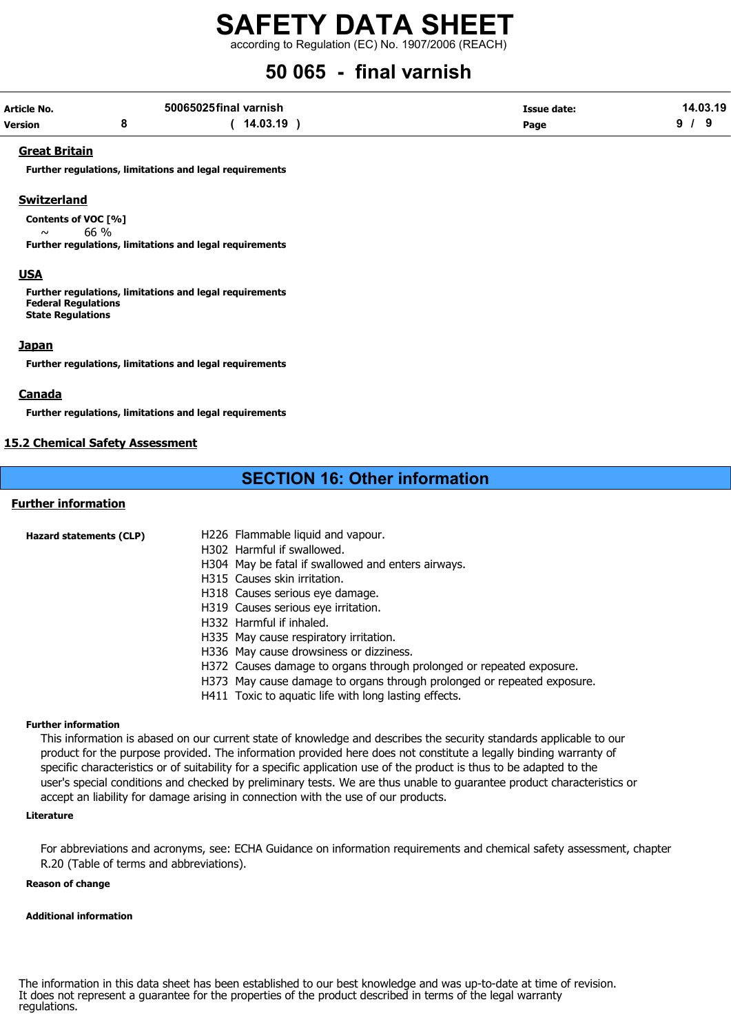### Great Britain

**Further regulations, limitations and legal requirements**

### Switzerland

**Contents of VOC [%]**

~ 66 %

**Further regulations, limitations and legal requirements**

### USA

**Further regulations, limitations and legal requirements**

**Federal Regulations**

**State Regulations**

### Japan

**Further regulations, limitations and legal requirements**

### Canada

**Further regulations, limitations and legal requirements**

## 15.2 Chemical Safety Assessment

## SECTION 16: Other information

### Further information

| | |
|---|---|
| **Hazard statements (CLP)** | H226 Flammable liquid and vapour. |
| | H302 Harmful if swallowed. |
| | H304 May be fatal if swallowed and enters airways. |
| | H315 Causes skin irritation. |
| | H318 Causes serious eye damage. |
| | H319 Causes serious eye irritation. |
| | H332 Harmful if inhaled. |
| | H335 May cause respiratory irritation. |
| | H336 May cause drowsiness or dizziness. |
| | H372 Causes damage to organs through prolonged or repeated exposure. |
| | H373 May cause damage to organs through prolonged or repeated exposure. |
| | H411 Toxic to aquatic life with long lasting effects. |

**Further information**

This information is abased on our current state of knowledge and describes the security standards applicable to our product for the purpose provided. The information provided here does not constitute a legally binding warranty of specific characteristics or of suitability for a specific application use of the product is thus to be adapted to the user's special conditions and checked by preliminary tests. We are thus unable to guarantee product characteristics or accept an liability for damage arising in connection with the use of our products.

**Literature**

For abbreviations and acronyms, see: ECHA Guidance on information requirements and chemical safety assessment, chapter R.20 (Table of terms and abbreviations).

**Reason of change**

**Additional information**

The information in this data sheet has been established to our best knowledge and was up-to-date at time of revision. It does not represent a guarantee for the properties of the product described in terms of the legal warranty regulations.